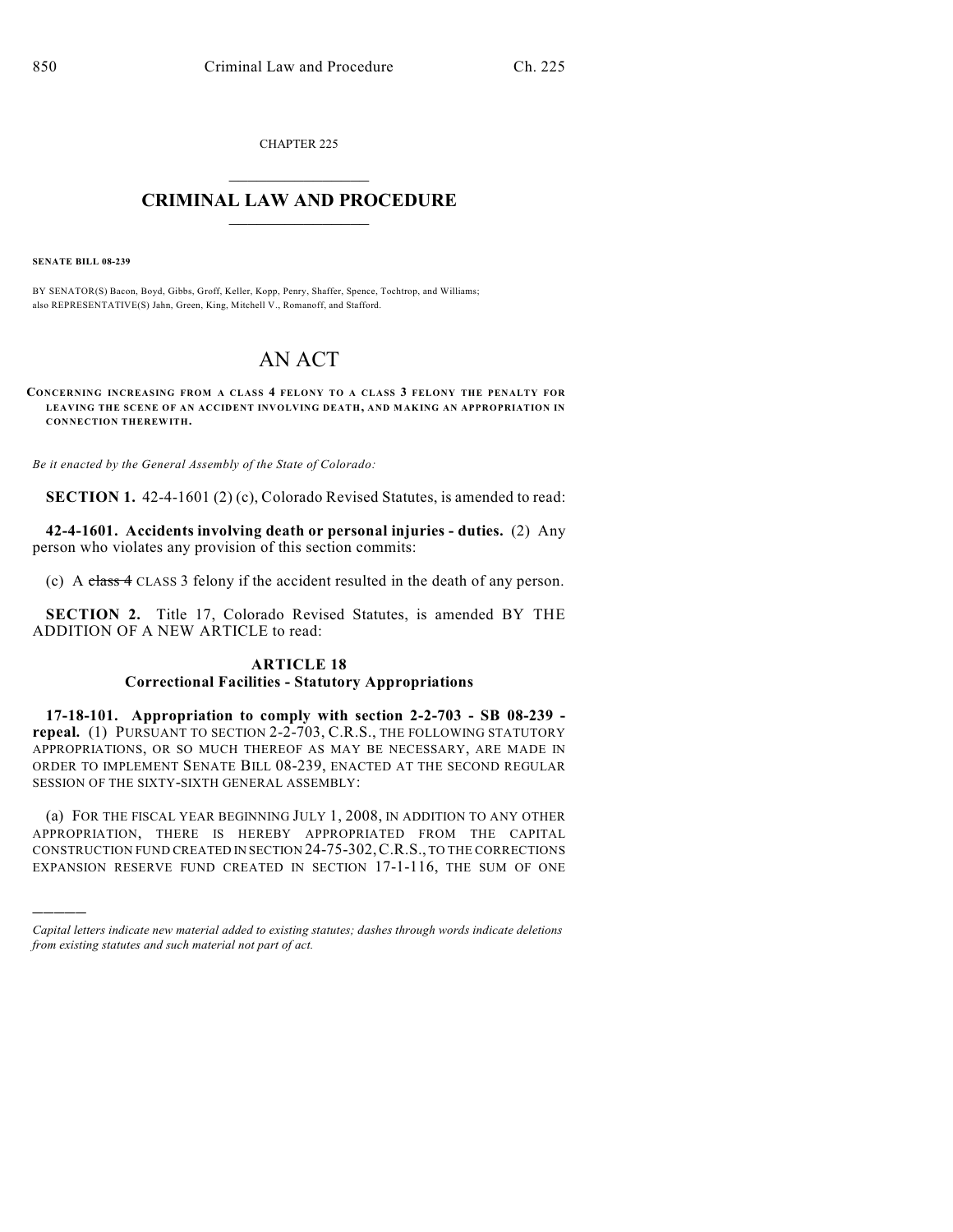CHAPTER 225

# CRIMINAL LAW AND PROCEDURE

**SENATE BILL 08-239**

BY SENATOR(S) Bacon, Boyd, Gibbs, Groff, Keller, Kopp, Penry, Shaffer, Spence, Tochtrop, and Williams;
also REPRESENTATIVE(S) Jahn, Green, King, Mitchell V., Romanoff, and Stafford.

# AN ACT

**CONCERNING INCREASING FROM A CLASS 4 FELONY TO A CLASS 3 FELONY THE PENALTY FOR LEAVING THE SCENE OF AN ACCIDENT INVOLVING DEATH, AND MAKING AN APPROPRIATION IN CONNECTION THEREWITH.**

*Be it enacted by the General Assembly of the State of Colorado:*

**SECTION 1.** 42-4-1601 (2) (c), Colorado Revised Statutes, is amended to read:

**42-4-1601. Accidents involving death or personal injuries - duties.** (2) Any person who violates any provision of this section commits:

(c) A ~~class 4~~ CLASS 3 felony if the accident resulted in the death of any person.

**SECTION 2.** Title 17, Colorado Revised Statutes, is amended BY THE ADDITION OF A NEW ARTICLE to read:

**ARTICLE 18**
**Correctional Facilities - Statutory Appropriations**

**17-18-101. Appropriation to comply with section 2-2-703 - SB 08-239 - repeal.** (1) PURSUANT TO SECTION 2-2-703, C.R.S., THE FOLLOWING STATUTORY APPROPRIATIONS, OR SO MUCH THEREOF AS MAY BE NECESSARY, ARE MADE IN ORDER TO IMPLEMENT SENATE BILL 08-239, ENACTED AT THE SECOND REGULAR SESSION OF THE SIXTY-SIXTH GENERAL ASSEMBLY:

(a) FOR THE FISCAL YEAR BEGINNING JULY 1, 2008, IN ADDITION TO ANY OTHER APPROPRIATION, THERE IS HEREBY APPROPRIATED FROM THE CAPITAL CONSTRUCTION FUND CREATED IN SECTION 24-75-302, C.R.S., TO THE CORRECTIONS EXPANSION RESERVE FUND CREATED IN SECTION 17-1-116, THE SUM OF ONE

---

*Capital letters indicate new material added to existing statutes; dashes through words indicate deletions from existing statutes and such material not part of act.*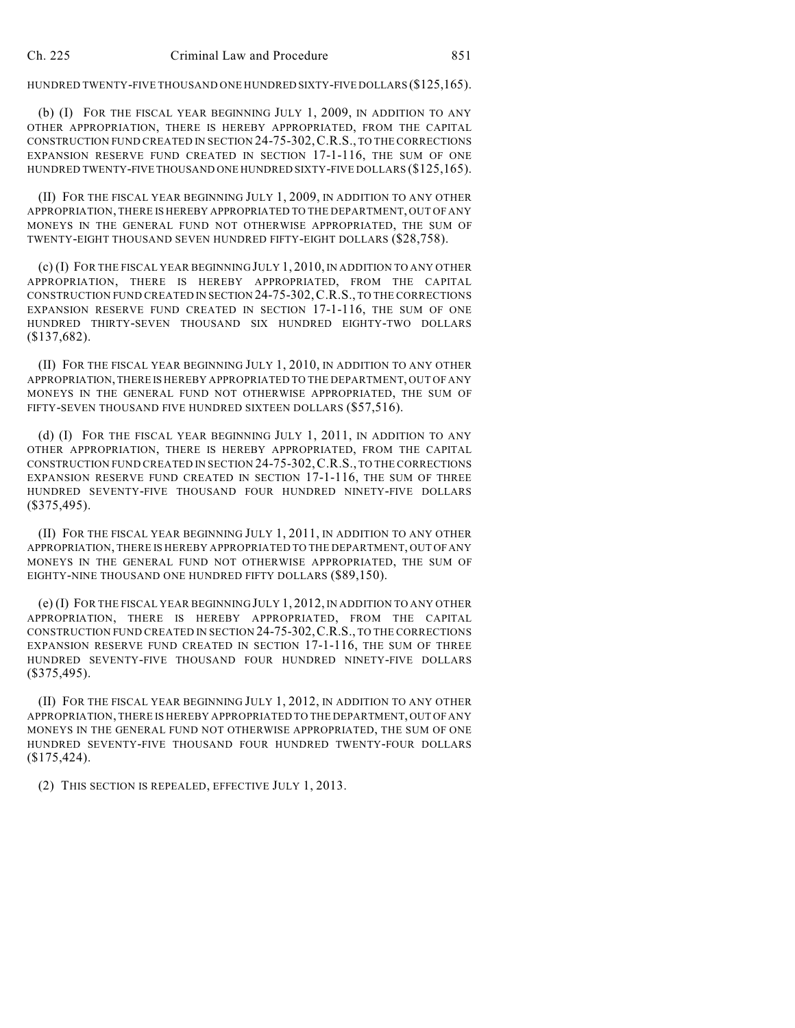HUNDRED TWENTY-FIVE THOUSAND ONE HUNDRED SIXTY-FIVE DOLLARS ($125,165).

(b) (I) FOR THE FISCAL YEAR BEGINNING JULY 1, 2009, IN ADDITION TO ANY OTHER APPROPRIATION, THERE IS HEREBY APPROPRIATED, FROM THE CAPITAL CONSTRUCTION FUND CREATED IN SECTION 24-75-302, C.R.S., TO THE CORRECTIONS EXPANSION RESERVE FUND CREATED IN SECTION 17-1-116, THE SUM OF ONE HUNDRED TWENTY-FIVE THOUSAND ONE HUNDRED SIXTY-FIVE DOLLARS ($125,165).

(II) FOR THE FISCAL YEAR BEGINNING JULY 1, 2009, IN ADDITION TO ANY OTHER APPROPRIATION, THERE IS HEREBY APPROPRIATED TO THE DEPARTMENT, OUT OF ANY MONEYS IN THE GENERAL FUND NOT OTHERWISE APPROPRIATED, THE SUM OF TWENTY-EIGHT THOUSAND SEVEN HUNDRED FIFTY-EIGHT DOLLARS ($28,758).

(c) (I) FOR THE FISCAL YEAR BEGINNING JULY 1, 2010, IN ADDITION TO ANY OTHER APPROPRIATION, THERE IS HEREBY APPROPRIATED, FROM THE CAPITAL CONSTRUCTION FUND CREATED IN SECTION 24-75-302, C.R.S., TO THE CORRECTIONS EXPANSION RESERVE FUND CREATED IN SECTION 17-1-116, THE SUM OF ONE HUNDRED THIRTY-SEVEN THOUSAND SIX HUNDRED EIGHTY-TWO DOLLARS ($137,682).

(II) FOR THE FISCAL YEAR BEGINNING JULY 1, 2010, IN ADDITION TO ANY OTHER APPROPRIATION, THERE IS HEREBY APPROPRIATED TO THE DEPARTMENT, OUT OF ANY MONEYS IN THE GENERAL FUND NOT OTHERWISE APPROPRIATED, THE SUM OF FIFTY-SEVEN THOUSAND FIVE HUNDRED SIXTEEN DOLLARS ($57,516).

(d) (I) FOR THE FISCAL YEAR BEGINNING JULY 1, 2011, IN ADDITION TO ANY OTHER APPROPRIATION, THERE IS HEREBY APPROPRIATED, FROM THE CAPITAL CONSTRUCTION FUND CREATED IN SECTION 24-75-302, C.R.S., TO THE CORRECTIONS EXPANSION RESERVE FUND CREATED IN SECTION 17-1-116, THE SUM OF THREE HUNDRED SEVENTY-FIVE THOUSAND FOUR HUNDRED NINETY-FIVE DOLLARS ($375,495).

(II) FOR THE FISCAL YEAR BEGINNING JULY 1, 2011, IN ADDITION TO ANY OTHER APPROPRIATION, THERE IS HEREBY APPROPRIATED TO THE DEPARTMENT, OUT OF ANY MONEYS IN THE GENERAL FUND NOT OTHERWISE APPROPRIATED, THE SUM OF EIGHTY-NINE THOUSAND ONE HUNDRED FIFTY DOLLARS ($89,150).

(e) (I) FOR THE FISCAL YEAR BEGINNING JULY 1, 2012, IN ADDITION TO ANY OTHER APPROPRIATION, THERE IS HEREBY APPROPRIATED, FROM THE CAPITAL CONSTRUCTION FUND CREATED IN SECTION 24-75-302, C.R.S., TO THE CORRECTIONS EXPANSION RESERVE FUND CREATED IN SECTION 17-1-116, THE SUM OF THREE HUNDRED SEVENTY-FIVE THOUSAND FOUR HUNDRED NINETY-FIVE DOLLARS ($375,495).

(II) FOR THE FISCAL YEAR BEGINNING JULY 1, 2012, IN ADDITION TO ANY OTHER APPROPRIATION, THERE IS HEREBY APPROPRIATED TO THE DEPARTMENT, OUT OF ANY MONEYS IN THE GENERAL FUND NOT OTHERWISE APPROPRIATED, THE SUM OF ONE HUNDRED SEVENTY-FIVE THOUSAND FOUR HUNDRED TWENTY-FOUR DOLLARS ($175,424).

(2) THIS SECTION IS REPEALED, EFFECTIVE JULY 1, 2013.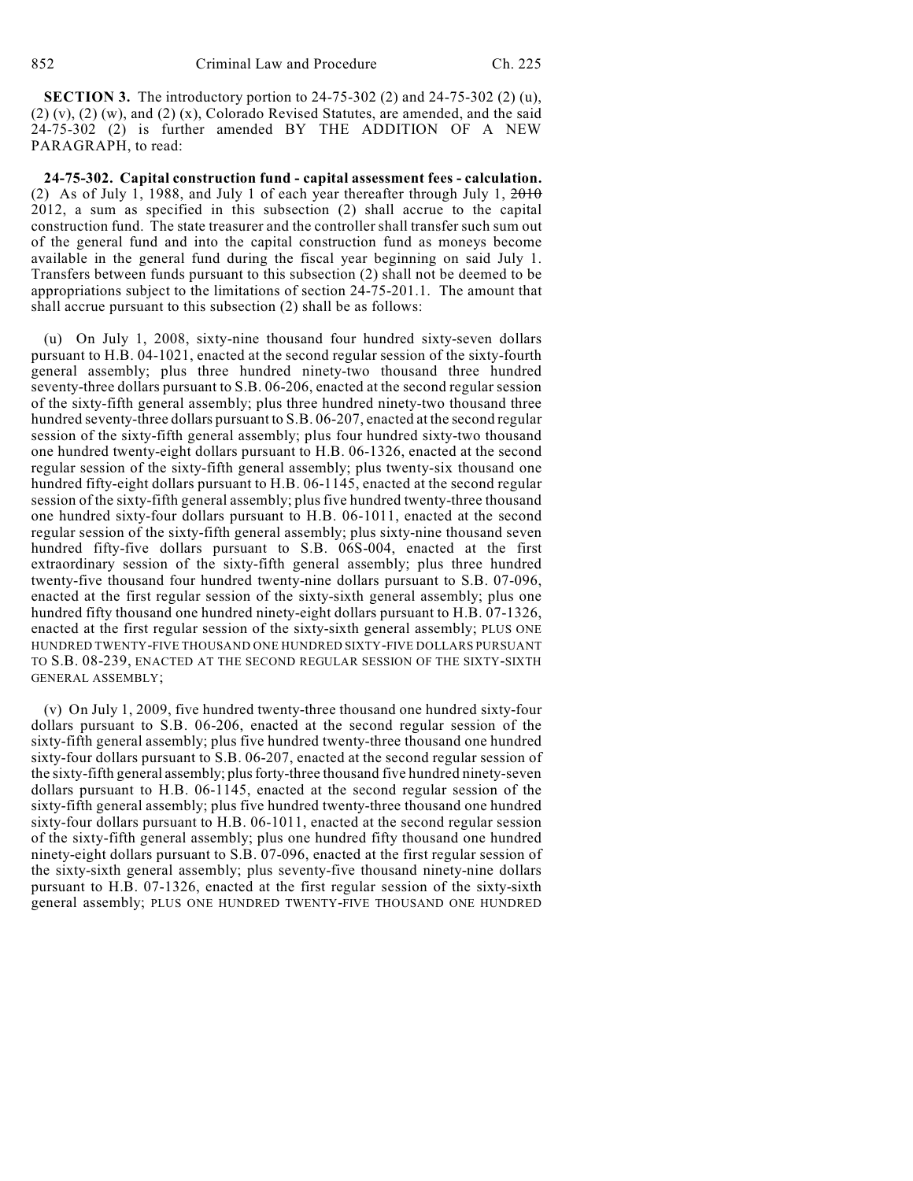**SECTION 3.** The introductory portion to 24-75-302 (2) and 24-75-302 (2) (u), (2) (v), (2) (w), and (2) (x), Colorado Revised Statutes, are amended, and the said 24-75-302 (2) is further amended BY THE ADDITION OF A NEW PARAGRAPH, to read:

**24-75-302. Capital construction fund - capital assessment fees - calculation.** (2) As of July 1, 1988, and July 1 of each year thereafter through July 1, ~~2010~~ 2012, a sum as specified in this subsection (2) shall accrue to the capital construction fund. The state treasurer and the controller shall transfer such sum out of the general fund and into the capital construction fund as moneys become available in the general fund during the fiscal year beginning on said July 1. Transfers between funds pursuant to this subsection (2) shall not be deemed to be appropriations subject to the limitations of section 24-75-201.1. The amount that shall accrue pursuant to this subsection (2) shall be as follows:

(u) On July 1, 2008, sixty-nine thousand four hundred sixty-seven dollars pursuant to H.B. 04-1021, enacted at the second regular session of the sixty-fourth general assembly; plus three hundred ninety-two thousand three hundred seventy-three dollars pursuant to S.B. 06-206, enacted at the second regular session of the sixty-fifth general assembly; plus three hundred ninety-two thousand three hundred seventy-three dollars pursuant to S.B. 06-207, enacted at the second regular session of the sixty-fifth general assembly; plus four hundred sixty-two thousand one hundred twenty-eight dollars pursuant to H.B. 06-1326, enacted at the second regular session of the sixty-fifth general assembly; plus twenty-six thousand one hundred fifty-eight dollars pursuant to H.B. 06-1145, enacted at the second regular session of the sixty-fifth general assembly; plus five hundred twenty-three thousand one hundred sixty-four dollars pursuant to H.B. 06-1011, enacted at the second regular session of the sixty-fifth general assembly; plus sixty-nine thousand seven hundred fifty-five dollars pursuant to S.B. 06S-004, enacted at the first extraordinary session of the sixty-fifth general assembly; plus three hundred twenty-five thousand four hundred twenty-nine dollars pursuant to S.B. 07-096, enacted at the first regular session of the sixty-sixth general assembly; plus one hundred fifty thousand one hundred ninety-eight dollars pursuant to H.B. 07-1326, enacted at the first regular session of the sixty-sixth general assembly; PLUS ONE HUNDRED TWENTY-FIVE THOUSAND ONE HUNDRED SIXTY-FIVE DOLLARS PURSUANT TO S.B. 08-239, ENACTED AT THE SECOND REGULAR SESSION OF THE SIXTY-SIXTH GENERAL ASSEMBLY;

(v) On July 1, 2009, five hundred twenty-three thousand one hundred sixty-four dollars pursuant to S.B. 06-206, enacted at the second regular session of the sixty-fifth general assembly; plus five hundred twenty-three thousand one hundred sixty-four dollars pursuant to S.B. 06-207, enacted at the second regular session of the sixty-fifth general assembly; plus forty-three thousand five hundred ninety-seven dollars pursuant to H.B. 06-1145, enacted at the second regular session of the sixty-fifth general assembly; plus five hundred twenty-three thousand one hundred sixty-four dollars pursuant to H.B. 06-1011, enacted at the second regular session of the sixty-fifth general assembly; plus one hundred fifty thousand one hundred ninety-eight dollars pursuant to S.B. 07-096, enacted at the first regular session of the sixty-sixth general assembly; plus seventy-five thousand ninety-nine dollars pursuant to H.B. 07-1326, enacted at the first regular session of the sixty-sixth general assembly; PLUS ONE HUNDRED TWENTY-FIVE THOUSAND ONE HUNDRED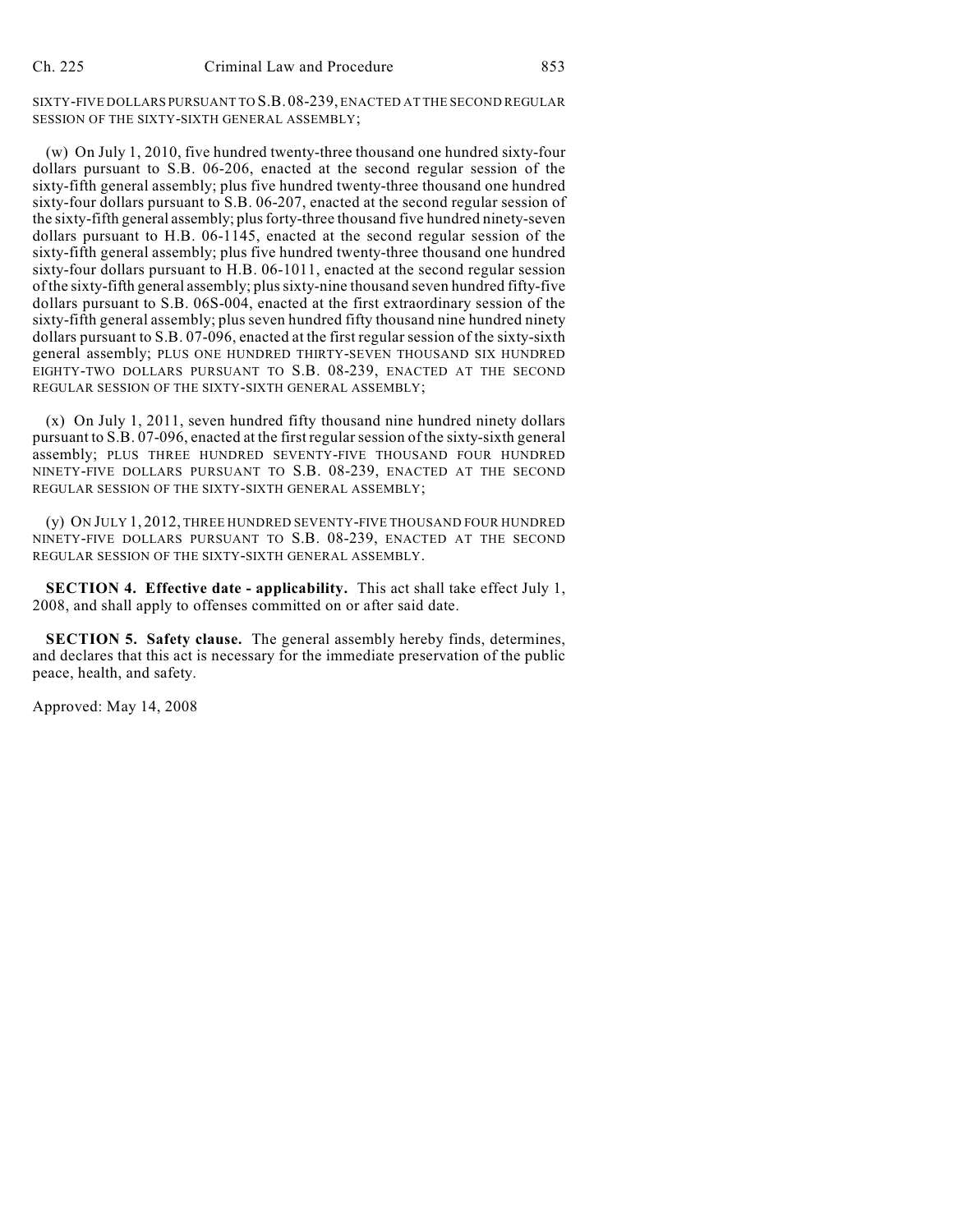SIXTY-FIVE DOLLARS PURSUANT TO S.B. 08-239, ENACTED AT THE SECOND REGULAR SESSION OF THE SIXTY-SIXTH GENERAL ASSEMBLY;

(w) On July 1, 2010, five hundred twenty-three thousand one hundred sixty-four dollars pursuant to S.B. 06-206, enacted at the second regular session of the sixty-fifth general assembly; plus five hundred twenty-three thousand one hundred sixty-four dollars pursuant to S.B. 06-207, enacted at the second regular session of the sixty-fifth general assembly; plus forty-three thousand five hundred ninety-seven dollars pursuant to H.B. 06-1145, enacted at the second regular session of the sixty-fifth general assembly; plus five hundred twenty-three thousand one hundred sixty-four dollars pursuant to H.B. 06-1011, enacted at the second regular session of the sixty-fifth general assembly; plus sixty-nine thousand seven hundred fifty-five dollars pursuant to S.B. 06S-004, enacted at the first extraordinary session of the sixty-fifth general assembly; plus seven hundred fifty thousand nine hundred ninety dollars pursuant to S.B. 07-096, enacted at the first regular session of the sixty-sixth general assembly; PLUS ONE HUNDRED THIRTY-SEVEN THOUSAND SIX HUNDRED EIGHTY-TWO DOLLARS PURSUANT TO S.B. 08-239, ENACTED AT THE SECOND REGULAR SESSION OF THE SIXTY-SIXTH GENERAL ASSEMBLY;

(x) On July 1, 2011, seven hundred fifty thousand nine hundred ninety dollars pursuant to S.B. 07-096, enacted at the first regular session of the sixty-sixth general assembly; PLUS THREE HUNDRED SEVENTY-FIVE THOUSAND FOUR HUNDRED NINETY-FIVE DOLLARS PURSUANT TO S.B. 08-239, ENACTED AT THE SECOND REGULAR SESSION OF THE SIXTY-SIXTH GENERAL ASSEMBLY;

(y) ON JULY 1, 2012, THREE HUNDRED SEVENTY-FIVE THOUSAND FOUR HUNDRED NINETY-FIVE DOLLARS PURSUANT TO S.B. 08-239, ENACTED AT THE SECOND REGULAR SESSION OF THE SIXTY-SIXTH GENERAL ASSEMBLY.

**SECTION 4. Effective date - applicability.** This act shall take effect July 1, 2008, and shall apply to offenses committed on or after said date.

**SECTION 5. Safety clause.** The general assembly hereby finds, determines, and declares that this act is necessary for the immediate preservation of the public peace, health, and safety.

Approved: May 14, 2008